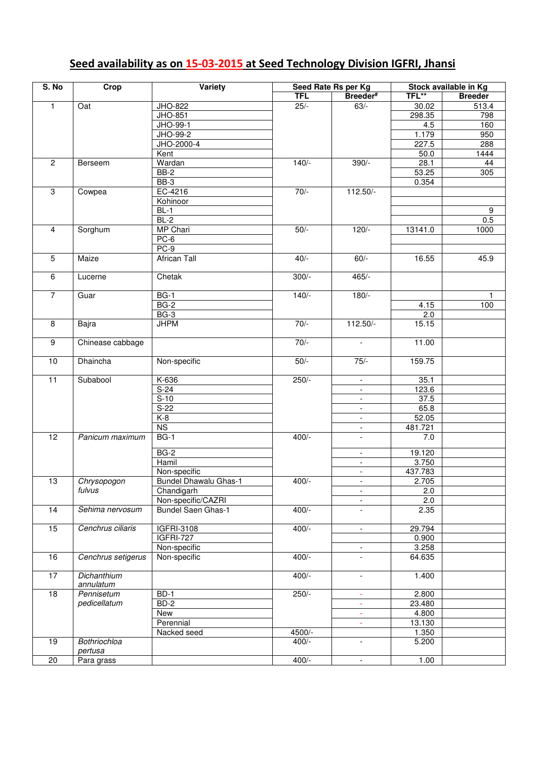# **Seed availability as on 15-03-2015 at Seed Technology Division IGFRI, Jhansi**

| S. No | Crop | Variety | Seed Rate Rs per Kg | | Stock available in Kg | |
|---|---|---|---|---|---|---|
| | | | TFL | Breeder# | TFL** | Breeder |
| 1 | Oat | JHO-822 | 25/- | 63/- | 30.02 | 513.4 |
| | | JHO-851 | | | 298.35 | 798 |
| | | JHO-99-1 | | | 4.5 | 160 |
| | | JHO-99-2 | | | 1.179 | 950 |
| | | JHO-2000-4 | | | 227.5 | 288 |
| | | Kent | | | 50.0 | 1444 |
| 2 | Berseem | Wardan | 140/- | 390/- | 28.1 | 44 |
| | | BB-2 | | | 53.25 | 305 |
| | | BB-3 | | | 0.354 | |
| 3 | Cowpea | EC-4216 | 70/- | 112.50/- | | |
| | | Kohinoor | | | | |
| | | BL-1 | | | | 9 |
| | | BL-2 | | | | 0.5 |
| 4 | Sorghum | MP Chari | 50/- | 120/- | 13141.0 | 1000 |
| | | PC-6 | | | | |
| | | PC-9 | | | | |
| 5 | Maize | African Tall | 40/- | 60/- | 16.55 | 45.9 |
| 6 | Lucerne | Chetak | 300/- | 465/- | | |
| 7 | Guar | BG-1 | 140/- | 180/- | | 1 |
| | | BG-2 | | | 4.15 | 100 |
| | | BG-3 | | | 2.0 | |
| 8 | Bajra | JHPM | 70/- | 112.50/- | 15.15 | |
| 9 | Chinease cabbage | | 70/- | - | 11.00 | |
| 10 | Dhaincha | Non-specific | 50/- | 75/- | 159.75 | |
| 11 | Subabool | K-636 | 250/- | - | 35.1 | |
| | | S-24 | | - | 123.6 | |
| | | S-10 | | - | 37.5 | |
| | | S-22 | | - | 65.8 | |
| | | K-8 | | - | 52.05 | |
| | | NS | | - | 481.721 | |
| 12 | *Panicum maximum* | BG-1 | 400/- | - | 7.0 | |
| | | BG-2 | | - | 19.120 | |
| | | Hamil | | - | 3.750 | |
| | | Non-specific | | - | 437.783 | |
| 13 | *Chrysopogon fulvus* | Bundel Dhawalu Ghas-1 | 400/- | - | 2.705 | |
| | | Chandigarh | | - | 2.0 | |
| | | Non-specific/CAZRI | | - | 2.0 | |
| 14 | *Sehima nervosum* | Bundel Saen Ghas-1 | 400/- | - | 2.35 | |
| 15 | *Cenchrus ciliaris* | IGFRI-3108 | 400/- | - | 29.794 | |
| | | IGFRI-727 | | | 0.900 | |
| | | Non-specific | | - | 3.258 | |
| 16 | *Cenchrus setigerus* | Non-specific | 400/- | - | 64.635 | |
| 17 | *Dichanthium annulatum* | | 400/- | - | 1.400 | |
| 18 | *Pennisetum pedicellatum* | BD-1 | 250/- | - | 2.800 | |
| | | BD-2 | | - | 23.480 | |
| | | New | | - | 4.800 | |
| | | Perennial | | - | 13.130 | |
| | | Nacked seed | 4500/- | | 1.350 | |
| 19 | *Bothriochloa pertusa* | | 400/- | - | 5.200 | |
| 20 | Para grass | | 400/- | - | 1.00 | |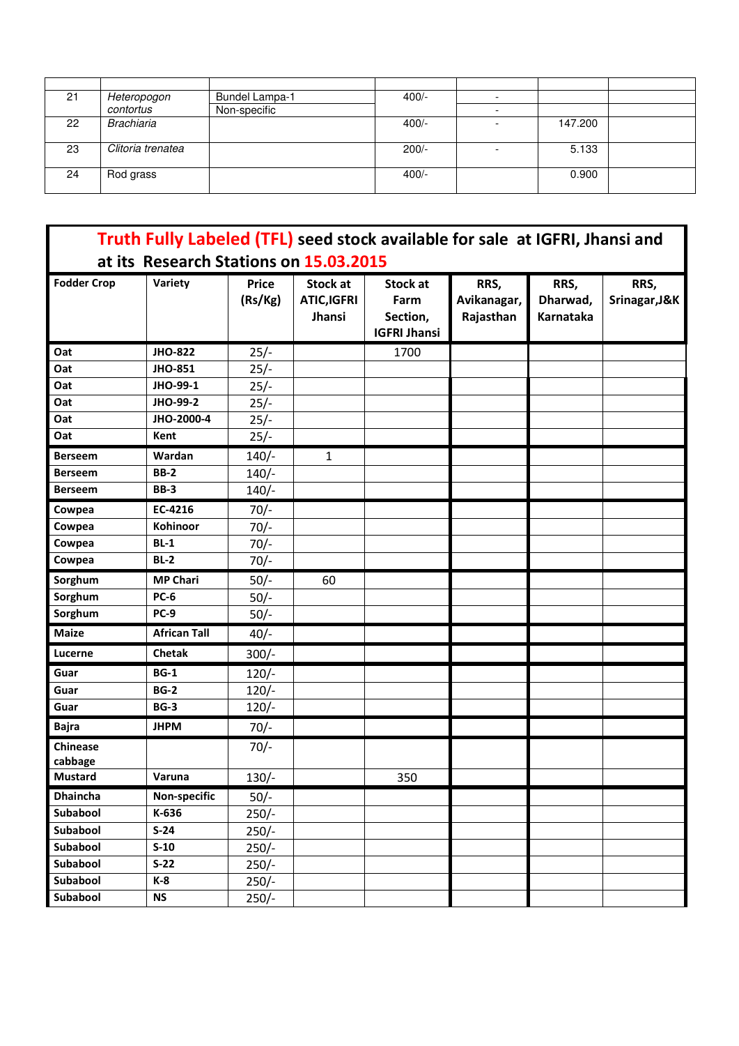| | | | | | | |
|---|---|---|---|---|---|---|
| 21 | *Heteropogon contortus* | Bundel Lampa-1 | 400/- | - | | |
| | | Non-specific | | - | | |
| 22 | *Brachiaria* | | 400/- | - | 147.200 | |
| 23 | *Clitoria trenatea* | | 200/- | - | 5.133 | |
| 24 | Rod grass | | 400/- | | 0.900 | |

## Truth Fully Labeled (TFL) seed stock available for sale at IGFRI, Jhansi and at its Research Stations on 15.03.2015

| Fodder Crop | Variety | Price (Rs/Kg) | Stock at ATIC,IGFRI Jhansi | Stock at Farm Section, IGFRI Jhansi | RRS, Avikanagar, Rajasthan | RRS, Dharwad, Karnataka | RRS, Srinagar,J&K |
|---|---|---|---|---|---|---|---|
| **Oat** | **JHO-822** | 25/- | | 1700 | | | |
| **Oat** | **JHO-851** | 25/- | | | | | |
| **Oat** | **JHO-99-1** | 25/- | | | | | |
| **Oat** | **JHO-99-2** | 25/- | | | | | |
| **Oat** | **JHO-2000-4** | 25/- | | | | | |
| **Oat** | **Kent** | 25/- | | | | | |
| **Berseem** | **Wardan** | 140/- | 1 | | | | |
| **Berseem** | **BB-2** | 140/- | | | | | |
| **Berseem** | **BB-3** | 140/- | | | | | |
| **Cowpea** | **EC-4216** | 70/- | | | | | |
| **Cowpea** | **Kohinoor** | 70/- | | | | | |
| **Cowpea** | **BL-1** | 70/- | | | | | |
| **Cowpea** | **BL-2** | 70/- | | | | | |
| **Sorghum** | **MP Chari** | 50/- | 60 | | | | |
| **Sorghum** | **PC-6** | 50/- | | | | | |
| **Sorghum** | **PC-9** | 50/- | | | | | |
| **Maize** | **African Tall** | 40/- | | | | | |
| **Lucerne** | **Chetak** | 300/- | | | | | |
| **Guar** | **BG-1** | 120/- | | | | | |
| **Guar** | **BG-2** | 120/- | | | | | |
| **Guar** | **BG-3** | 120/- | | | | | |
| **Bajra** | **JHPM** | 70/- | | | | | |
| **Chinease cabbage** | | 70/- | | | | | |
| **Mustard** | **Varuna** | 130/- | | 350 | | | |
| **Dhaincha** | **Non-specific** | 50/- | | | | | |
| **Subabool** | **K-636** | 250/- | | | | | |
| **Subabool** | **S-24** | 250/- | | | | | |
| **Subabool** | **S-10** | 250/- | | | | | |
| **Subabool** | **S-22** | 250/- | | | | | |
| **Subabool** | **K-8** | 250/- | | | | | |
| **Subabool** | **NS** | 250/- | | | | | |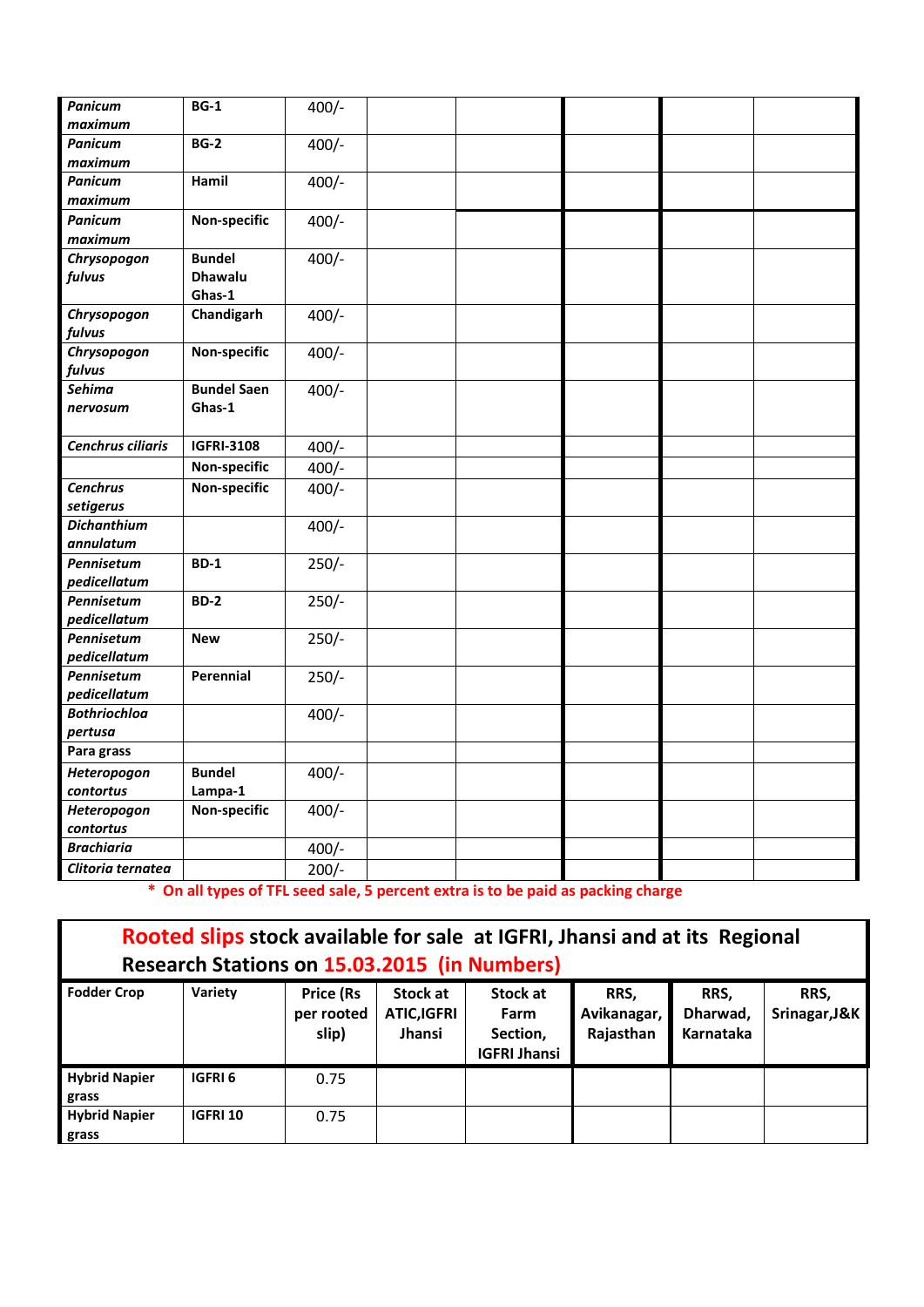| | | | | | | | |
|---|---|---|---|---|---|---|---|
| ***Panicum maximum*** | **BG-1** | 400/- | | | | | |
| ***Panicum maximum*** | **BG-2** | 400/- | | | | | |
| ***Panicum maximum*** | **Hamil** | 400/- | | | | | |
| ***Panicum maximum*** | **Non-specific** | 400/- | | | | | |
| ***Chrysopogon fulvus*** | **Bundel Dhawalu Ghas-1** | 400/- | | | | | |
| ***Chrysopogon fulvus*** | **Chandigarh** | 400/- | | | | | |
| ***Chrysopogon fulvus*** | **Non-specific** | 400/- | | | | | |
| ***Sehima nervosum*** | **Bundel Saen Ghas-1** | 400/- | | | | | |
| ***Cenchrus ciliaris*** | **IGFRI-3108** | 400/- | | | | | |
| | **Non-specific** | 400/- | | | | | |
| ***Cenchrus setigerus*** | **Non-specific** | 400/- | | | | | |
| ***Dichanthium annulatum*** | | 400/- | | | | | |
| ***Pennisetum pedicellatum*** | **BD-1** | 250/- | | | | | |
| ***Pennisetum pedicellatum*** | **BD-2** | 250/- | | | | | |
| ***Pennisetum pedicellatum*** | **New** | 250/- | | | | | |
| ***Pennisetum pedicellatum*** | **Perennial** | 250/- | | | | | |
| ***Bothriochloa pertusa*** | | 400/- | | | | | |
| **Para grass** | | | | | | | |
| ***Heteropogon contortus*** | **Bundel Lampa-1** | 400/- | | | | | |
| ***Heteropogon contortus*** | **Non-specific** | 400/- | | | | | |
| ***Brachiaria*** | | 400/- | | | | | |
| ***Clitoria ternatea*** | | 200/- | | | | | |

**\* On all types of TFL seed sale, 5 percent extra is to be paid as packing charge**

## Rooted slips stock available for sale at IGFRI, Jhansi and at its Regional Research Stations on 15.03.2015 (in Numbers)

| Fodder Crop | Variety | Price (Rs per rooted slip) | Stock at ATIC,IGFRI Jhansi | Stock at Farm Section, IGFRI Jhansi | RRS, Avikanagar, Rajasthan | RRS, Dharwad, Karnataka | RRS, Srinagar,J&K |
|---|---|---|---|---|---|---|---|
| **Hybrid Napier grass** | **IGFRI 6** | 0.75 | | | | | |
| **Hybrid Napier grass** | **IGFRI 10** | 0.75 | | | | | |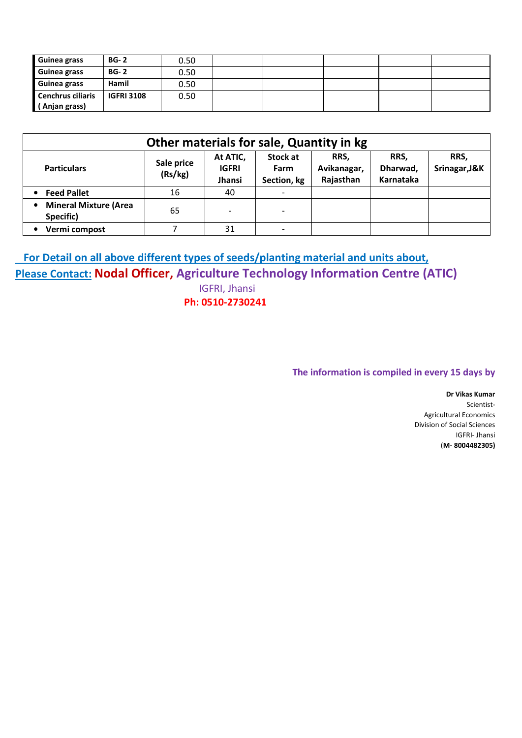| | | | | | | | |
|---|---|---|---|---|---|---|---|
| Guinea grass | BG- 2 | 0.50 | | | | | |
| Guinea grass | BG- 2 | 0.50 | | | | | |
| Guinea grass | Hamil | 0.50 | | | | | |
| Cenchrus ciliaris ( Anjan grass) | IGFRI 3108 | 0.50 | | | | | |

| Other materials for sale, Quantity in kg | | | | | | |
|---|---|---|---|---|---|---|
| Particulars | Sale price (Rs/kg) | At ATIC, IGFRI Jhansi | Stock at Farm Section, kg | RRS, Avikanagar, Rajasthan | RRS, Dharwad, Karnataka | RRS, Srinagar,J&K |
| • Feed Pallet | 16 | 40 | - | | | |
| • Mineral Mixture (Area Specific) | 65 | - | - | | | |
| • Vermi compost | 7 | 31 | - | | | |

For Detail on all above different types of seeds/planting material and units about,
Please Contact: **Nodal Officer, Agriculture Technology Information Centre (ATIC)**
IGFRI, Jhansi
**Ph: 0510-2730241**

**The information is compiled in every 15 days by**

**Dr Vikas Kumar**
Scientist-
Agricultural Economics
Division of Social Sciences
IGFRI- Jhansi
(**M- 8004482305)**